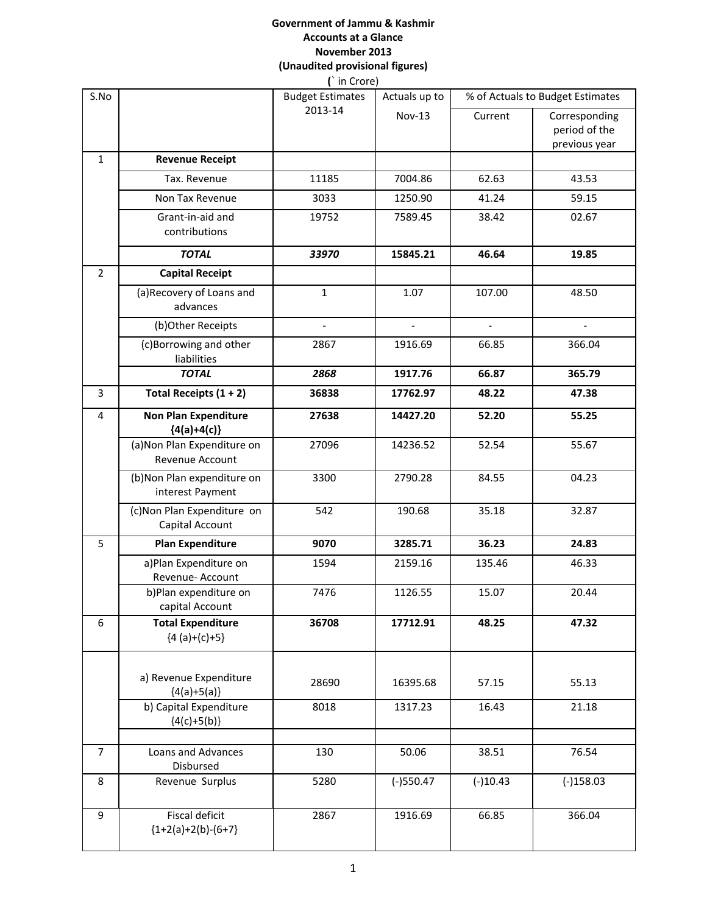**Government of Jammu & Kashmir**

**Accounts at a Glance**

**November 2013**

**(Unaudited provisional figures)**

(` in Crore)

| S.No | | Budget Estimates 2013-14 | Actuals up to Nov-13 | % of Actuals to Budget Estimates | |
|---|---|---|---|---|---|
| | | | | Current | Corresponding period of the previous year |
| 1 | **Revenue Receipt** | | | | |
| | Tax. Revenue | 11185 | 7004.86 | 62.63 | 43.53 |
| | Non Tax Revenue | 3033 | 1250.90 | 41.24 | 59.15 |
| | Grant-in-aid and contributions | 19752 | 7589.45 | 38.42 | 02.67 |
| | ***TOTAL*** | ***33970*** | **15845.21** | **46.64** | **19.85** |
| 2 | **Capital Receipt** | | | | |
| | (a)Recovery of Loans and advances | 1 | 1.07 | 107.00 | 48.50 |
| | (b)Other Receipts | - | - | - | - |
| | (c)Borrowing and other liabilities | 2867 | 1916.69 | 66.85 | 366.04 |
| | ***TOTAL*** | ***2868*** | **1917.76** | **66.87** | **365.79** |
| 3 | **Total Receipts (1 + 2)** | **36838** | **17762.97** | **48.22** | **47.38** |
| 4 | **Non Plan Expenditure {4(a)+4(c)}** | **27638** | **14427.20** | **52.20** | **55.25** |
| | (a)Non Plan Expenditure on Revenue Account | 27096 | 14236.52 | 52.54 | 55.67 |
| | (b)Non Plan expenditure on interest Payment | 3300 | 2790.28 | 84.55 | 04.23 |
| | (c)Non Plan Expenditure on Capital Account | 542 | 190.68 | 35.18 | 32.87 |
| 5 | **Plan Expenditure** | **9070** | **3285.71** | **36.23** | **24.83** |
| | a)Plan Expenditure on Revenue- Account | 1594 | 2159.16 | 135.46 | 46.33 |
| | b)Plan expenditure on capital Account | 7476 | 1126.55 | 15.07 | 20.44 |
| 6 | **Total Expenditure** {4 (a)+(c)+5} | **36708** | **17712.91** | **48.25** | **47.32** |
| | a) Revenue Expenditure {4(a)+5(a)} | 28690 | 16395.68 | 57.15 | 55.13 |
| | b) Capital Expenditure {4(c)+5(b)} | 8018 | 1317.23 | 16.43 | 21.18 |
| | | | | | |
| 7 | Loans and Advances Disbursed | 130 | 50.06 | 38.51 | 76.54 |
| 8 | Revenue Surplus | 5280 | (-)550.47 | (-)10.43 | (-)158.03 |
| 9 | Fiscal deficit {1+2(a)+2(b)-(6+7)} | 2867 | 1916.69 | 66.85 | 366.04 |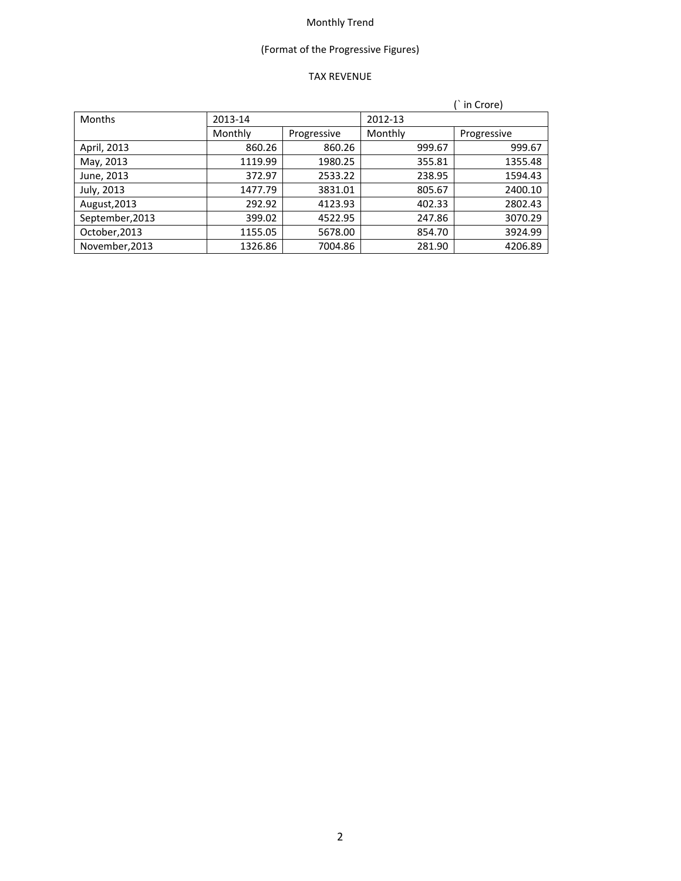Monthly Trend

(Format of the Progressive Figures)

TAX REVENUE

(` in Crore)

| Months | 2013-14 | | 2012-13 | |
|---|---|---|---|---|
| | Monthly | Progressive | Monthly | Progressive |
| April, 2013 | 860.26 | 860.26 | 999.67 | 999.67 |
| May, 2013 | 1119.99 | 1980.25 | 355.81 | 1355.48 |
| June, 2013 | 372.97 | 2533.22 | 238.95 | 1594.43 |
| July, 2013 | 1477.79 | 3831.01 | 805.67 | 2400.10 |
| August,2013 | 292.92 | 4123.93 | 402.33 | 2802.43 |
| September,2013 | 399.02 | 4522.95 | 247.86 | 3070.29 |
| October,2013 | 1155.05 | 5678.00 | 854.70 | 3924.99 |
| November,2013 | 1326.86 | 7004.86 | 281.90 | 4206.89 |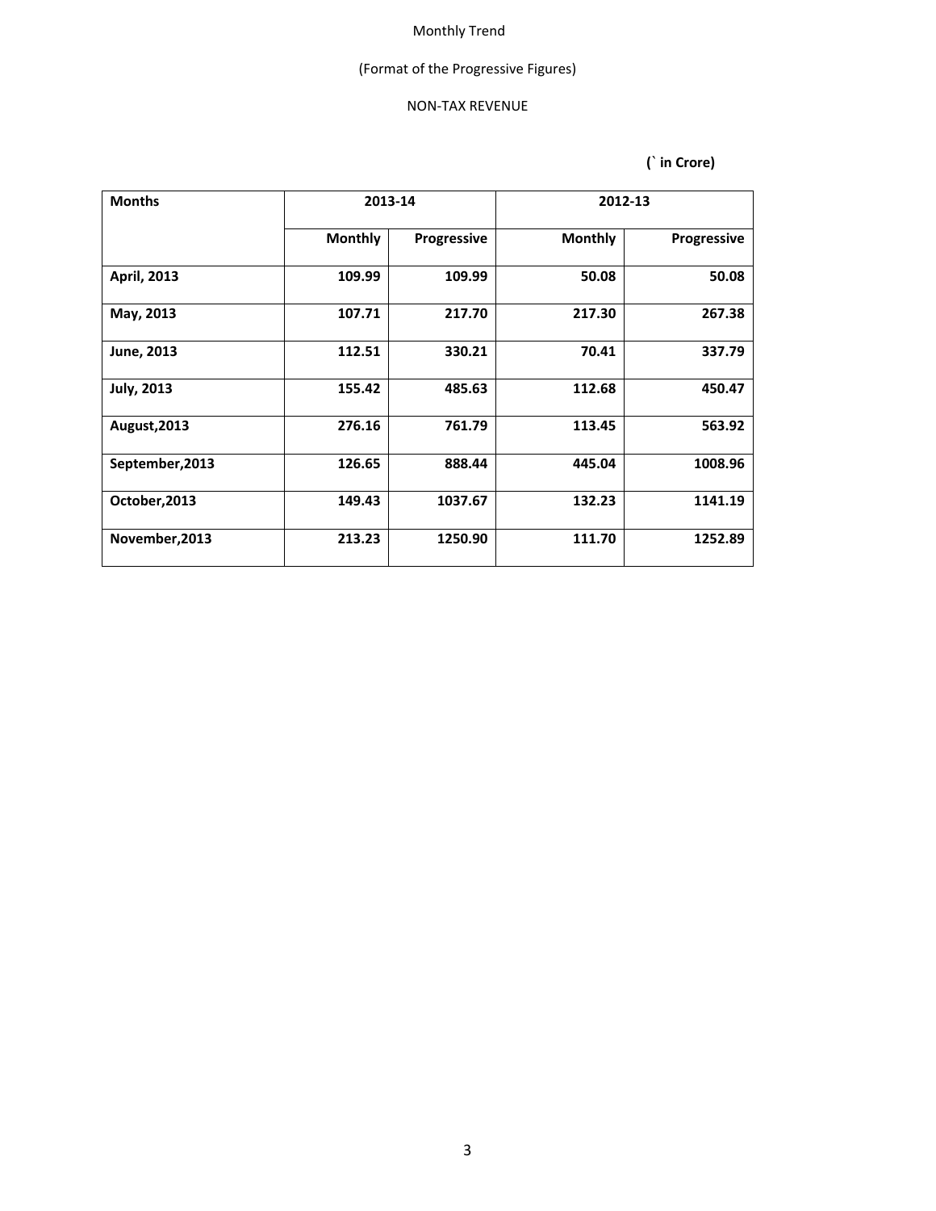Monthly Trend

(Format of the Progressive Figures)

NON-TAX REVENUE

**(` in Crore)**

| **Months** | **2013-14** | | **2012-13** | |
|---|---|---|---|---|
| | **Monthly** | **Progressive** | **Monthly** | **Progressive** |
| **April, 2013** | **109.99** | **109.99** | **50.08** | **50.08** |
| **May, 2013** | **107.71** | **217.70** | **217.30** | **267.38** |
| **June, 2013** | **112.51** | **330.21** | **70.41** | **337.79** |
| **July, 2013** | **155.42** | **485.63** | **112.68** | **450.47** |
| **August,2013** | **276.16** | **761.79** | **113.45** | **563.92** |
| **September,2013** | **126.65** | **888.44** | **445.04** | **1008.96** |
| **October,2013** | **149.43** | **1037.67** | **132.23** | **1141.19** |
| **November,2013** | **213.23** | **1250.90** | **111.70** | **1252.89** |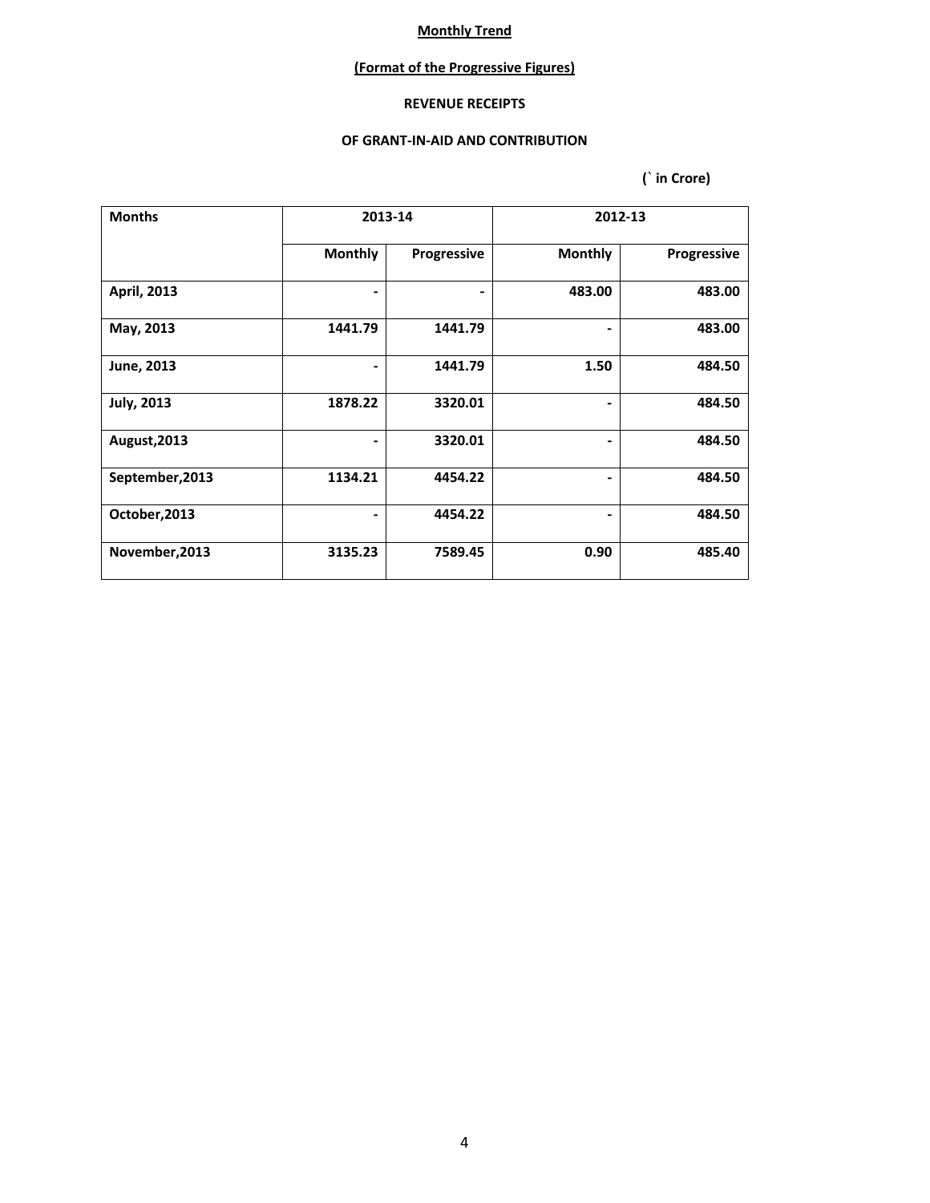**Monthly Trend**

**(Format of the Progressive Figures)**

**REVENUE RECEIPTS**

**OF GRANT-IN-AID AND CONTRIBUTION**

**(` in Crore)**

| Months | 2013-14 | | 2012-13 | |
|---|---|---|---|---|
| | Monthly | Progressive | Monthly | Progressive |
| April, 2013 | - | - | 483.00 | 483.00 |
| May, 2013 | 1441.79 | 1441.79 | - | 483.00 |
| June, 2013 | - | 1441.79 | 1.50 | 484.50 |
| July, 2013 | 1878.22 | 3320.01 | - | 484.50 |
| August,2013 | - | 3320.01 | - | 484.50 |
| September,2013 | 1134.21 | 4454.22 | - | 484.50 |
| October,2013 | - | 4454.22 | - | 484.50 |
| November,2013 | 3135.23 | 7589.45 | 0.90 | 485.40 |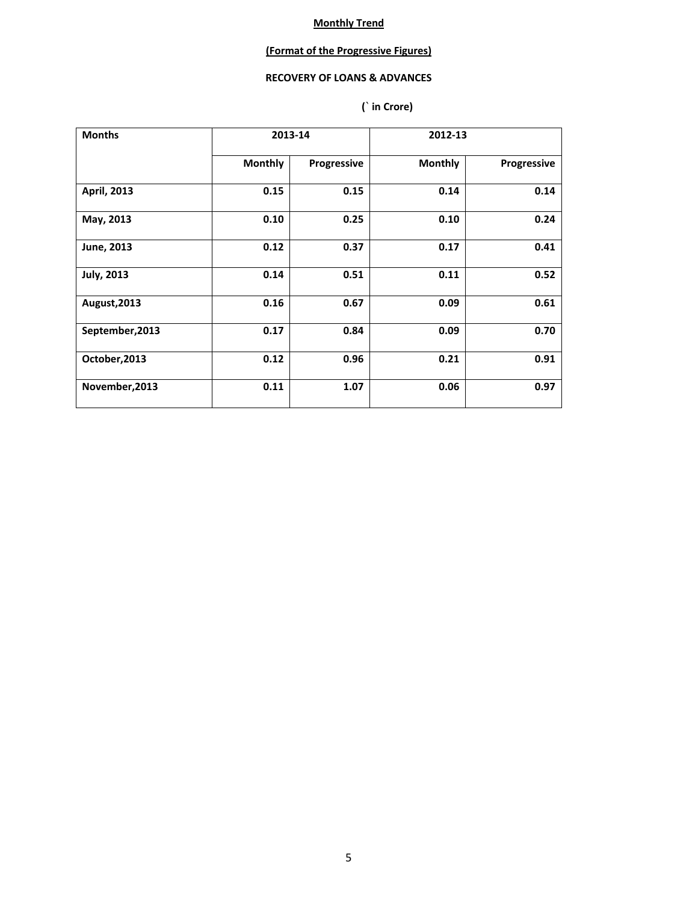**Monthly Trend**

**(Format of the Progressive Figures)**

**RECOVERY OF LOANS & ADVANCES**

**(` in Crore)**

| Months | 2013-14 | | 2012-13 | |
|---|---|---|---|---|
| | Monthly | Progressive | Monthly | Progressive |
| April, 2013 | 0.15 | 0.15 | 0.14 | 0.14 |
| May, 2013 | 0.10 | 0.25 | 0.10 | 0.24 |
| June, 2013 | 0.12 | 0.37 | 0.17 | 0.41 |
| July, 2013 | 0.14 | 0.51 | 0.11 | 0.52 |
| August,2013 | 0.16 | 0.67 | 0.09 | 0.61 |
| September,2013 | 0.17 | 0.84 | 0.09 | 0.70 |
| October,2013 | 0.12 | 0.96 | 0.21 | 0.91 |
| November,2013 | 0.11 | 1.07 | 0.06 | 0.97 |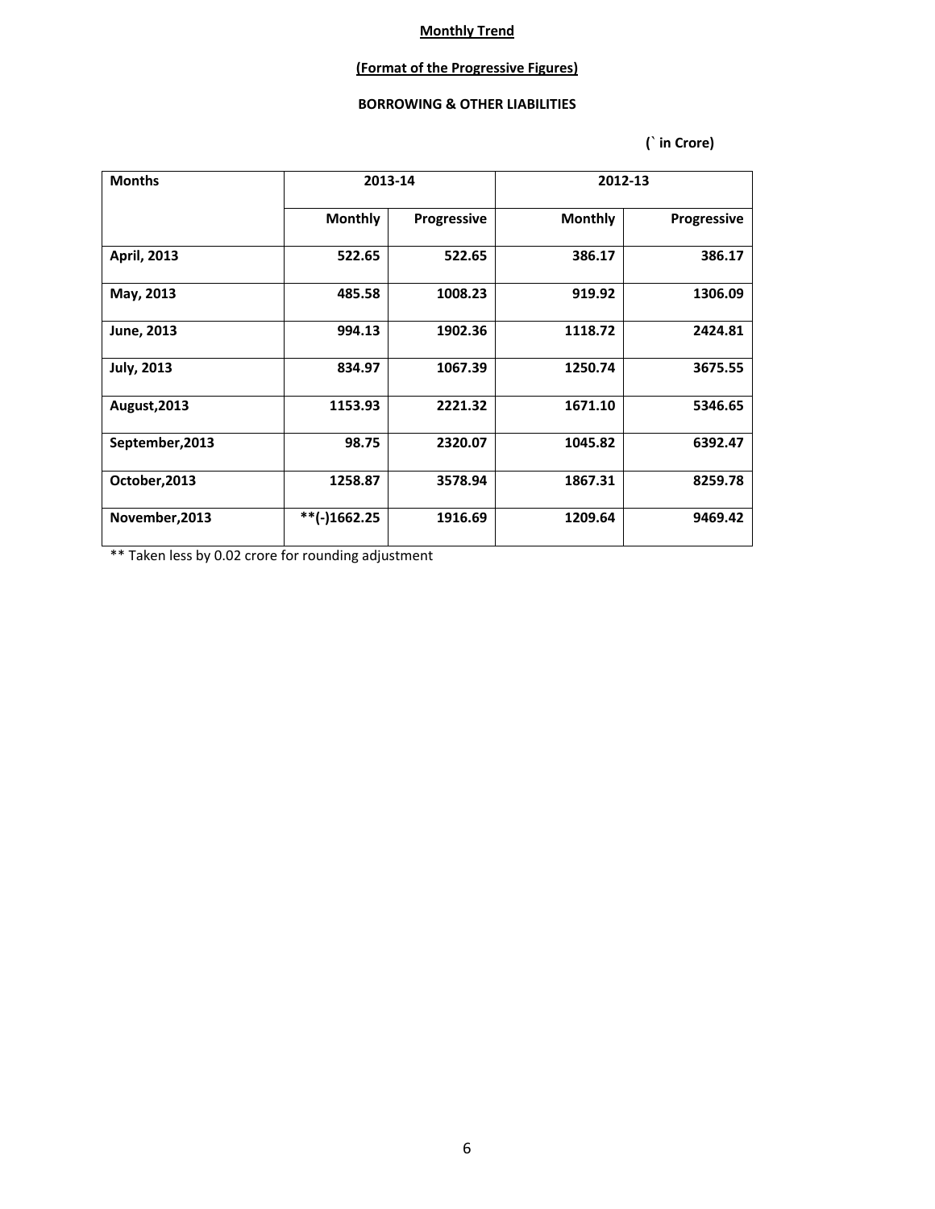**Monthly Trend**

**(Format of the Progressive Figures)**

**BORROWING & OTHER LIABILITIES**

**(` in Crore)**

| Months | 2013-14 | | 2012-13 | |
|---|---|---|---|---|
| | Monthly | Progressive | Monthly | Progressive |
| April, 2013 | 522.65 | 522.65 | 386.17 | 386.17 |
| May, 2013 | 485.58 | 1008.23 | 919.92 | 1306.09 |
| June, 2013 | 994.13 | 1902.36 | 1118.72 | 2424.81 |
| July, 2013 | 834.97 | 1067.39 | 1250.74 | 3675.55 |
| August,2013 | 1153.93 | 2221.32 | 1671.10 | 5346.65 |
| September,2013 | 98.75 | 2320.07 | 1045.82 | 6392.47 |
| October,2013 | 1258.87 | 3578.94 | 1867.31 | 8259.78 |
| November,2013 | **(-)1662.25 | 1916.69 | 1209.64 | 9469.42 |

** Taken less by 0.02 crore for rounding adjustment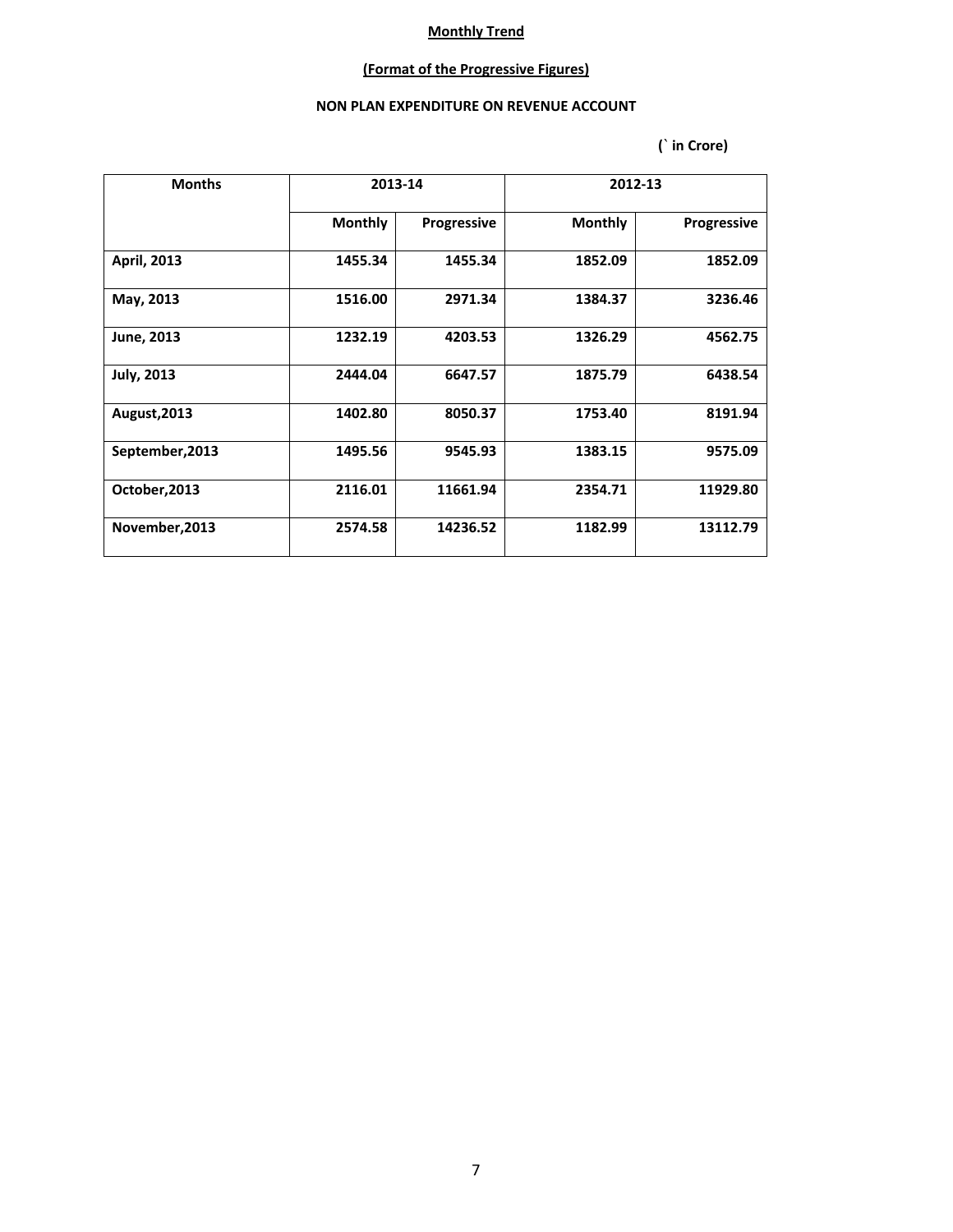**Monthly Trend**

**(Format of the Progressive Figures)**

**NON PLAN EXPENDITURE ON REVENUE ACCOUNT**

**(` in Crore)**

| Months | 2013-14 | | 2012-13 | |
|---|---|---|---|---|
| | Monthly | Progressive | Monthly | Progressive |
| April, 2013 | 1455.34 | 1455.34 | 1852.09 | 1852.09 |
| May, 2013 | 1516.00 | 2971.34 | 1384.37 | 3236.46 |
| June, 2013 | 1232.19 | 4203.53 | 1326.29 | 4562.75 |
| July, 2013 | 2444.04 | 6647.57 | 1875.79 | 6438.54 |
| August,2013 | 1402.80 | 8050.37 | 1753.40 | 8191.94 |
| September,2013 | 1495.56 | 9545.93 | 1383.15 | 9575.09 |
| October,2013 | 2116.01 | 11661.94 | 2354.71 | 11929.80 |
| November,2013 | 2574.58 | 14236.52 | 1182.99 | 13112.79 |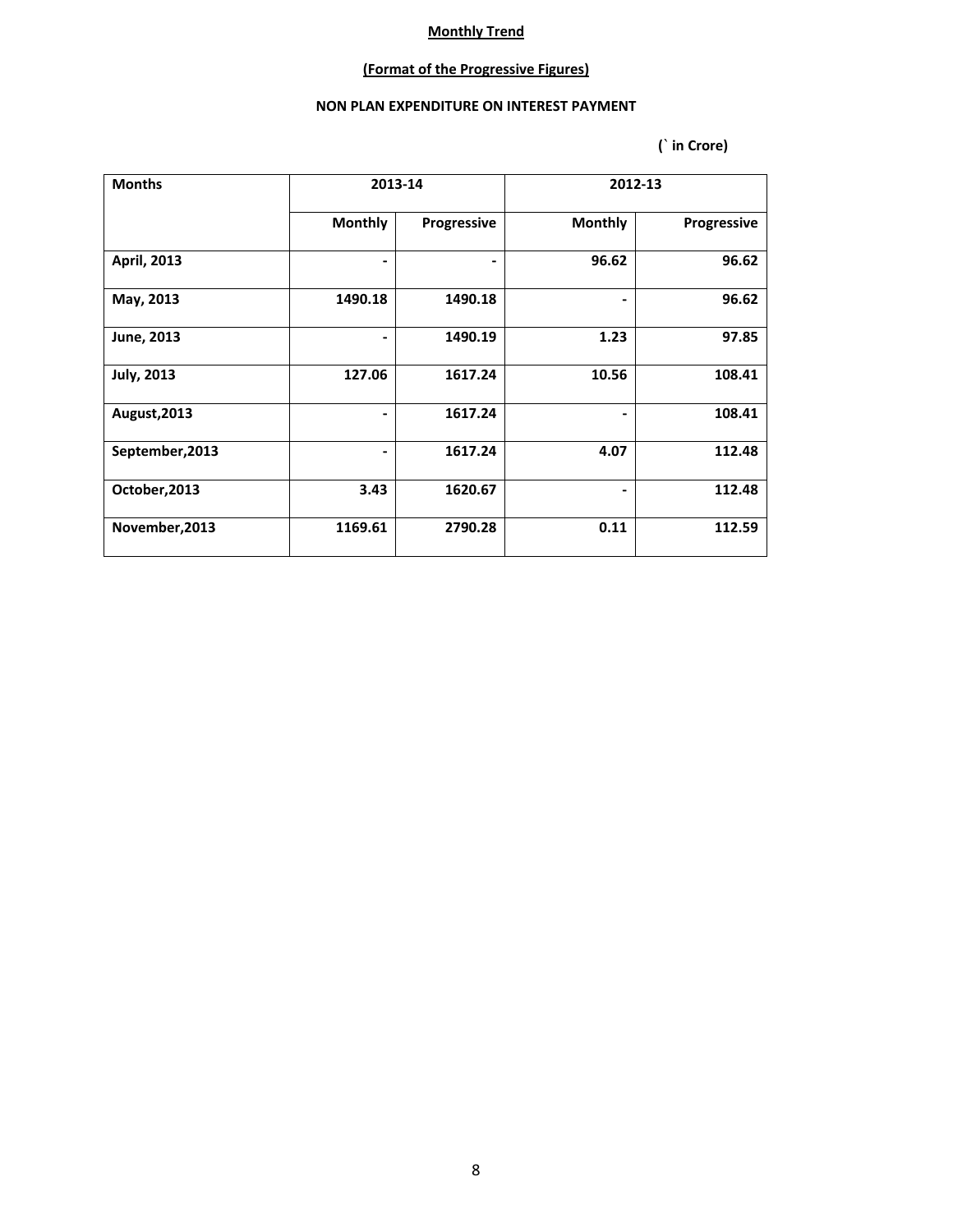**Monthly Trend**

**(Format of the Progressive Figures)**

**NON PLAN EXPENDITURE ON INTEREST PAYMENT**

**(` in Crore)**

| Months | 2013-14 | | 2012-13 | |
|---|---|---|---|---|
| | Monthly | Progressive | Monthly | Progressive |
| April, 2013 | - | - | 96.62 | 96.62 |
| May, 2013 | 1490.18 | 1490.18 | - | 96.62 |
| June, 2013 | - | 1490.19 | 1.23 | 97.85 |
| July, 2013 | 127.06 | 1617.24 | 10.56 | 108.41 |
| August,2013 | - | 1617.24 | - | 108.41 |
| September,2013 | - | 1617.24 | 4.07 | 112.48 |
| October,2013 | 3.43 | 1620.67 | - | 112.48 |
| November,2013 | 1169.61 | 2790.28 | 0.11 | 112.59 |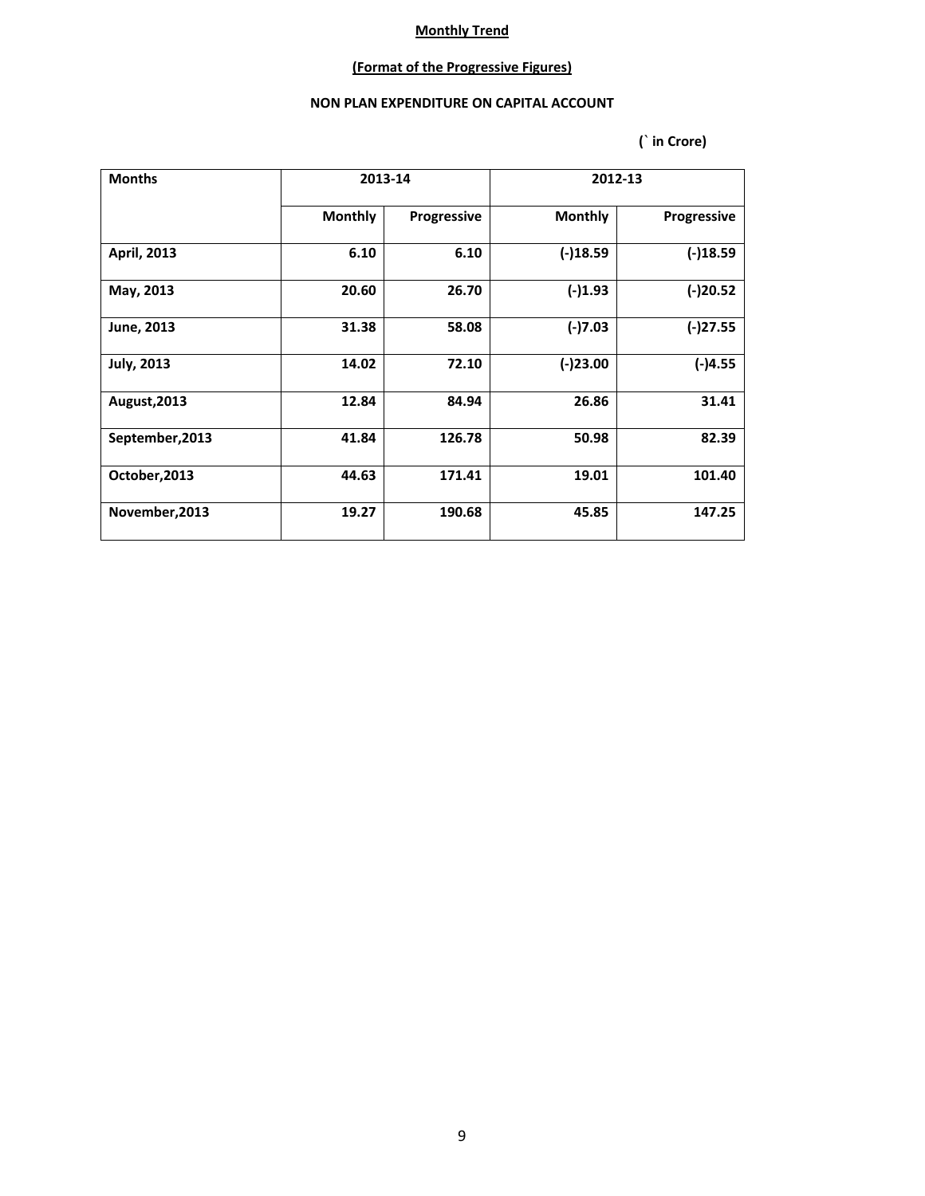**Monthly Trend**

**(Format of the Progressive Figures)**

**NON PLAN EXPENDITURE ON CAPITAL ACCOUNT**

(` in Crore)

| Months | 2013-14 | | 2012-13 | |
|---|---|---|---|---|
| | Monthly | Progressive | Monthly | Progressive |
| April, 2013 | 6.10 | 6.10 | (-)18.59 | (-)18.59 |
| May, 2013 | 20.60 | 26.70 | (-)1.93 | (-)20.52 |
| June, 2013 | 31.38 | 58.08 | (-)7.03 | (-)27.55 |
| July, 2013 | 14.02 | 72.10 | (-)23.00 | (-)4.55 |
| August,2013 | 12.84 | 84.94 | 26.86 | 31.41 |
| September,2013 | 41.84 | 126.78 | 50.98 | 82.39 |
| October,2013 | 44.63 | 171.41 | 19.01 | 101.40 |
| November,2013 | 19.27 | 190.68 | 45.85 | 147.25 |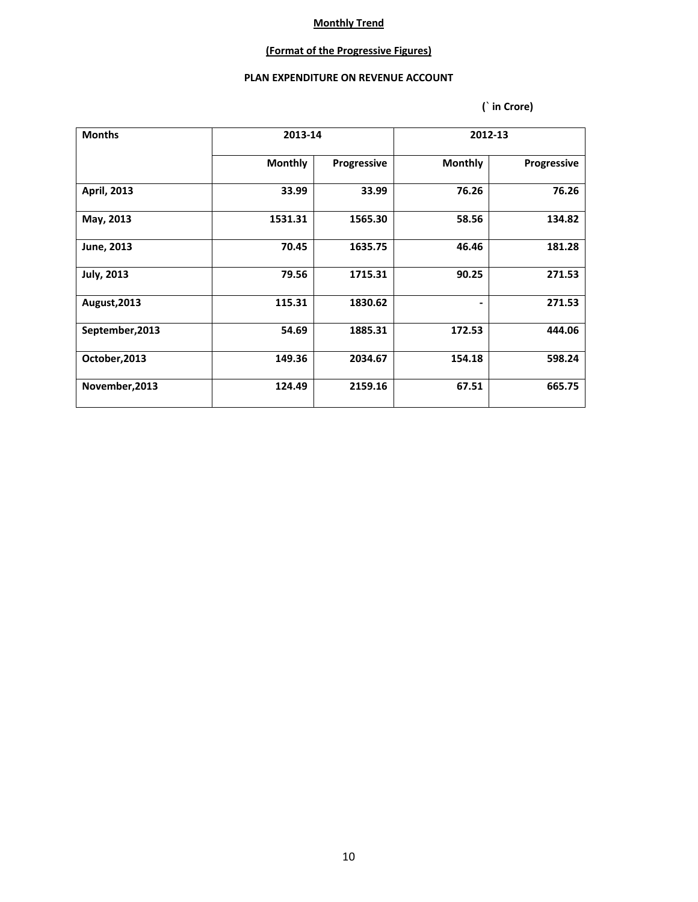**Monthly Trend**

**(Format of the Progressive Figures)**

**PLAN EXPENDITURE ON REVENUE ACCOUNT**

**(` in Crore)**

| Months | 2013-14 | | 2012-13 | |
|---|---|---|---|---|
| | Monthly | Progressive | Monthly | Progressive |
| April, 2013 | 33.99 | 33.99 | 76.26 | 76.26 |
| May, 2013 | 1531.31 | 1565.30 | 58.56 | 134.82 |
| June, 2013 | 70.45 | 1635.75 | 46.46 | 181.28 |
| July, 2013 | 79.56 | 1715.31 | 90.25 | 271.53 |
| August,2013 | 115.31 | 1830.62 | - | 271.53 |
| September,2013 | 54.69 | 1885.31 | 172.53 | 444.06 |
| October,2013 | 149.36 | 2034.67 | 154.18 | 598.24 |
| November,2013 | 124.49 | 2159.16 | 67.51 | 665.75 |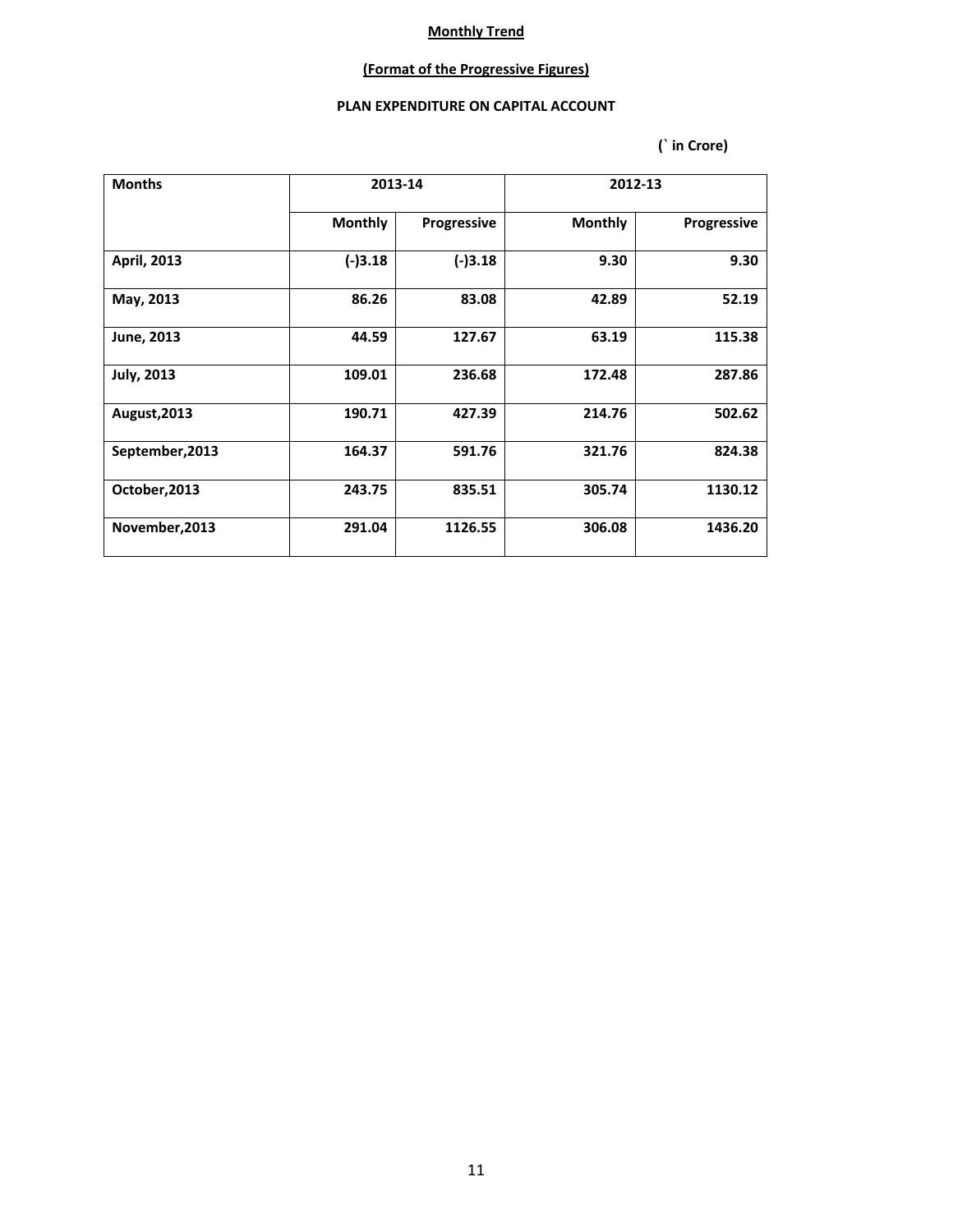**Monthly Trend**

**(Format of the Progressive Figures)**

**PLAN EXPENDITURE ON CAPITAL ACCOUNT**

**(` in Crore)**

| Months | 2013-14 | | 2012-13 | |
|---|---|---|---|---|
| | Monthly | Progressive | Monthly | Progressive |
| April, 2013 | (-)3.18 | (-)3.18 | 9.30 | 9.30 |
| May, 2013 | 86.26 | 83.08 | 42.89 | 52.19 |
| June, 2013 | 44.59 | 127.67 | 63.19 | 115.38 |
| July, 2013 | 109.01 | 236.68 | 172.48 | 287.86 |
| August,2013 | 190.71 | 427.39 | 214.76 | 502.62 |
| September,2013 | 164.37 | 591.76 | 321.76 | 824.38 |
| October,2013 | 243.75 | 835.51 | 305.74 | 1130.12 |
| November,2013 | 291.04 | 1126.55 | 306.08 | 1436.20 |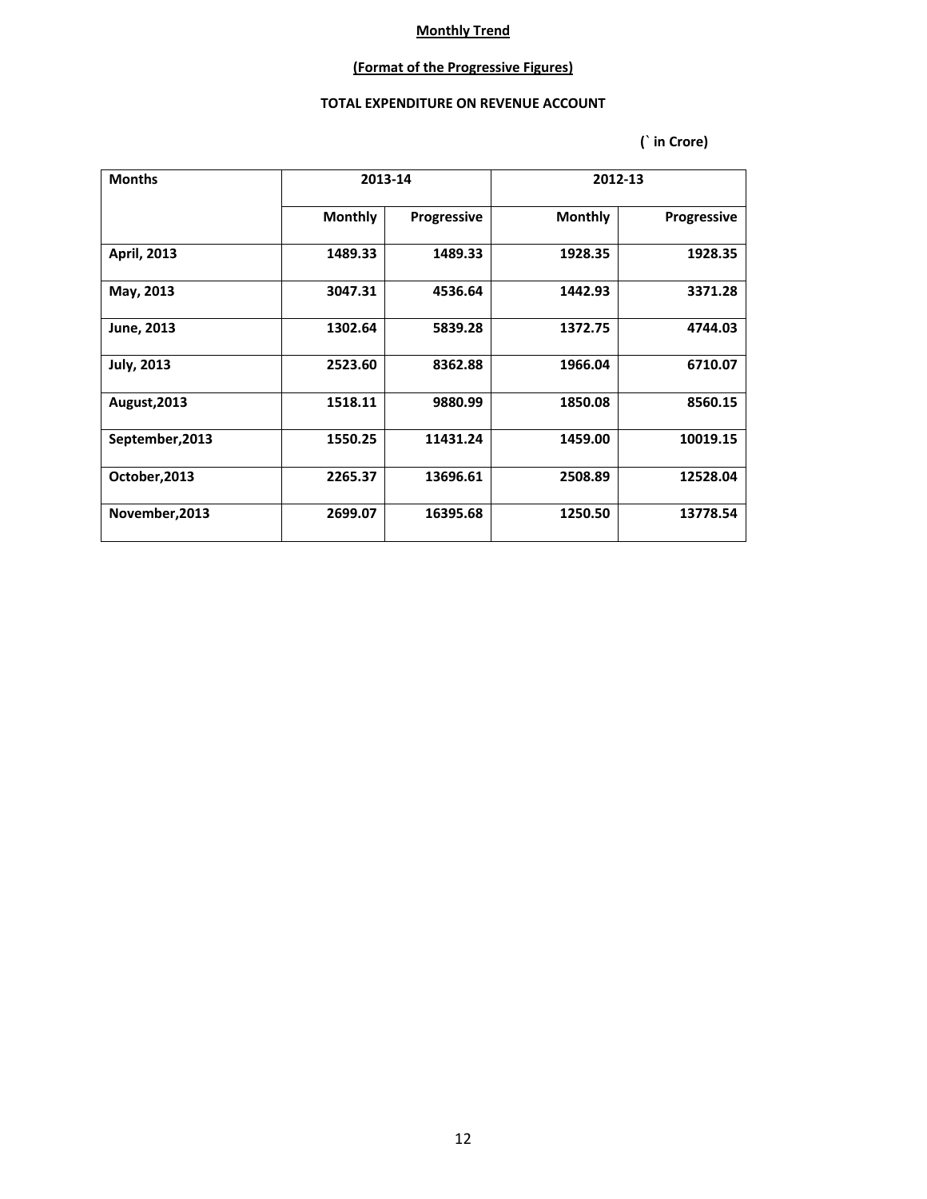**Monthly Trend**

**(Format of the Progressive Figures)**

**TOTAL EXPENDITURE ON REVENUE ACCOUNT**

**(` in Crore)**

| Months | 2013-14 | | 2012-13 | |
|---|---|---|---|---|
| | Monthly | Progressive | Monthly | Progressive |
| April, 2013 | 1489.33 | 1489.33 | 1928.35 | 1928.35 |
| May, 2013 | 3047.31 | 4536.64 | 1442.93 | 3371.28 |
| June, 2013 | 1302.64 | 5839.28 | 1372.75 | 4744.03 |
| July, 2013 | 2523.60 | 8362.88 | 1966.04 | 6710.07 |
| August,2013 | 1518.11 | 9880.99 | 1850.08 | 8560.15 |
| September,2013 | 1550.25 | 11431.24 | 1459.00 | 10019.15 |
| October,2013 | 2265.37 | 13696.61 | 2508.89 | 12528.04 |
| November,2013 | 2699.07 | 16395.68 | 1250.50 | 13778.54 |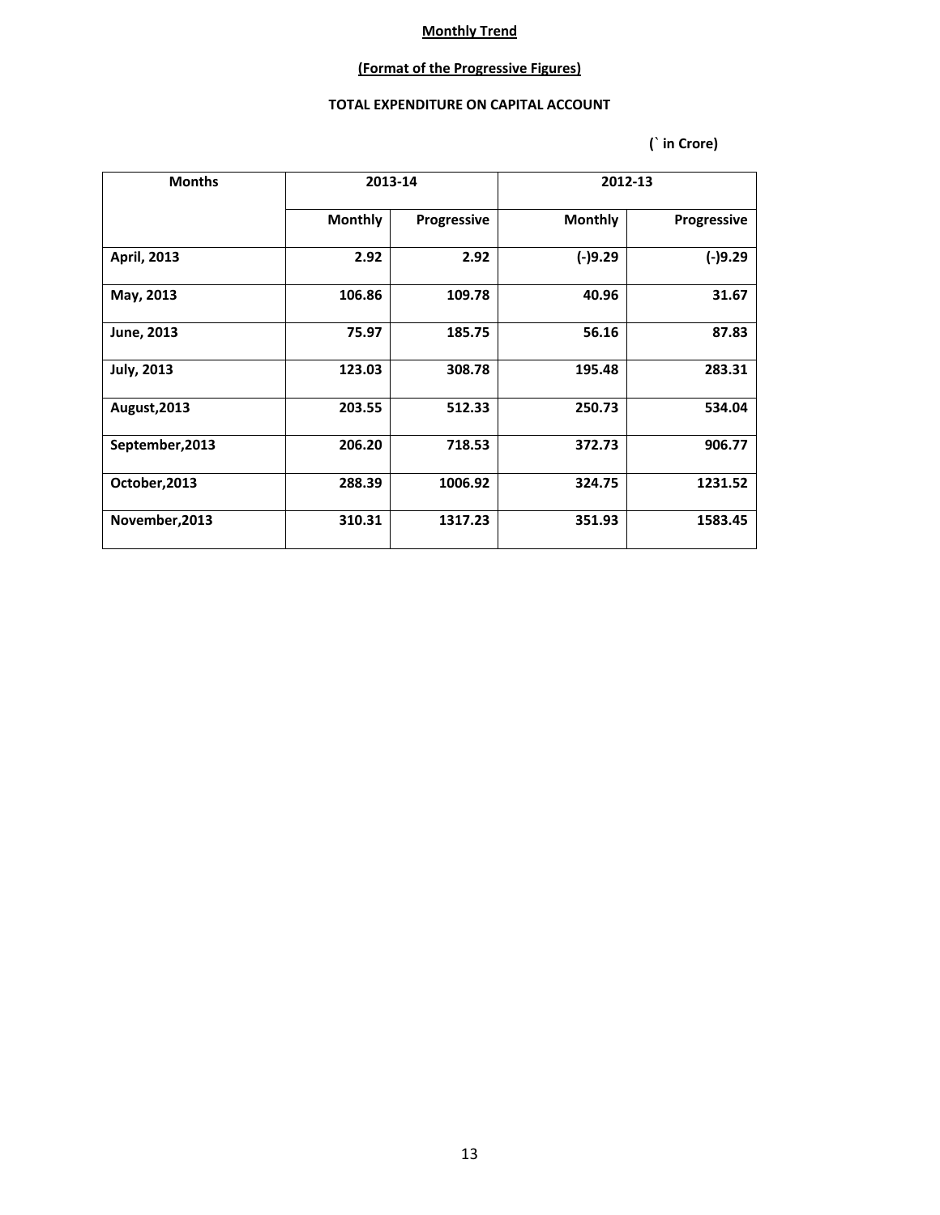**Monthly Trend**

**(Format of the Progressive Figures)**

**TOTAL EXPENDITURE ON CAPITAL ACCOUNT**

**(` in Crore)**

| Months | 2013-14 | | 2012-13 | |
|---|---|---|---|---|
| | Monthly | Progressive | Monthly | Progressive |
| April, 2013 | 2.92 | 2.92 | (-)9.29 | (-)9.29 |
| May, 2013 | 106.86 | 109.78 | 40.96 | 31.67 |
| June, 2013 | 75.97 | 185.75 | 56.16 | 87.83 |
| July, 2013 | 123.03 | 308.78 | 195.48 | 283.31 |
| August,2013 | 203.55 | 512.33 | 250.73 | 534.04 |
| September,2013 | 206.20 | 718.53 | 372.73 | 906.77 |
| October,2013 | 288.39 | 1006.92 | 324.75 | 1231.52 |
| November,2013 | 310.31 | 1317.23 | 351.93 | 1583.45 |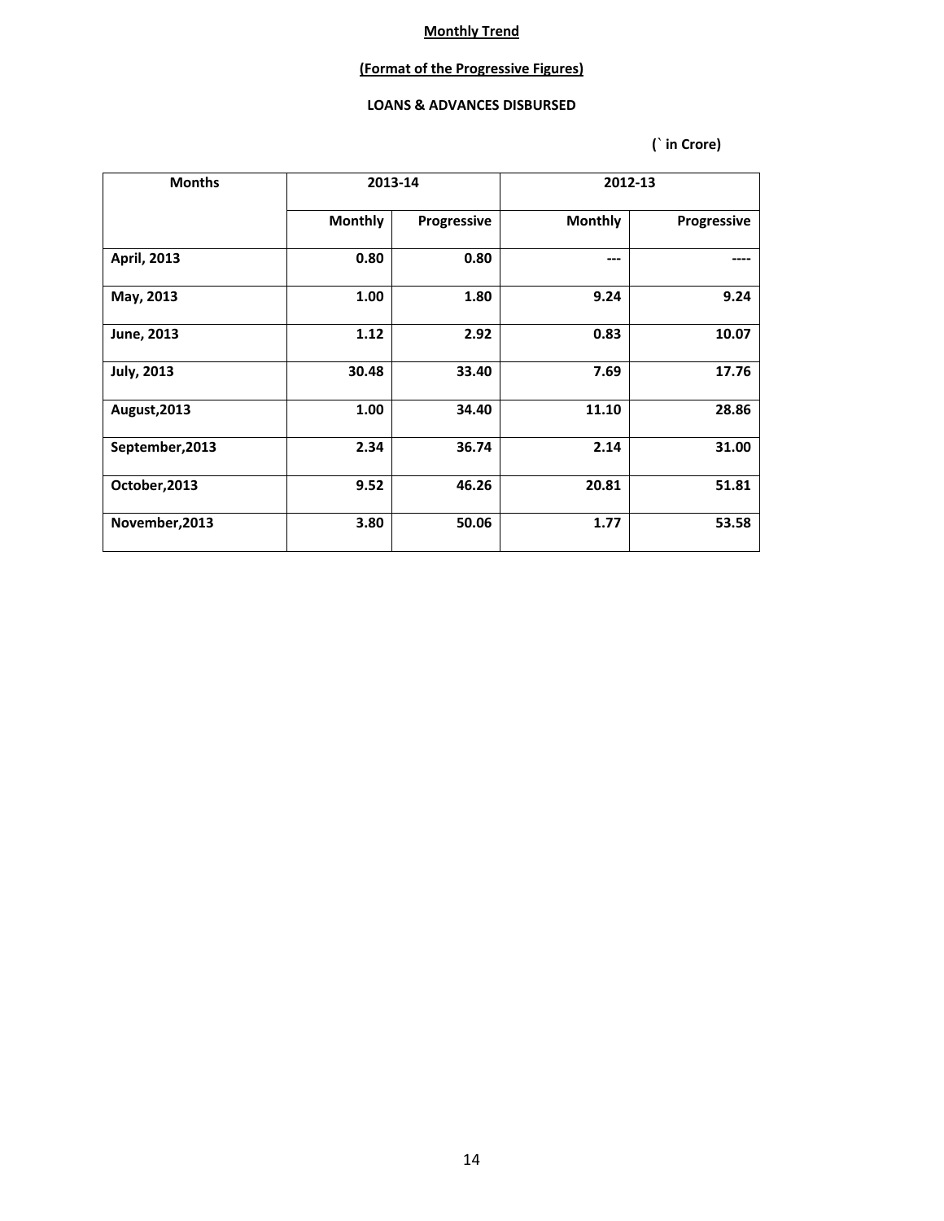**Monthly Trend**

**(Format of the Progressive Figures)**

**LOANS & ADVANCES DISBURSED**

**(` in Crore)**

| Months | 2013-14 | | 2012-13 | |
|---|---|---|---|---|
| | Monthly | Progressive | Monthly | Progressive |
| April, 2013 | 0.80 | 0.80 | --- | ---- |
| May, 2013 | 1.00 | 1.80 | 9.24 | 9.24 |
| June, 2013 | 1.12 | 2.92 | 0.83 | 10.07 |
| July, 2013 | 30.48 | 33.40 | 7.69 | 17.76 |
| August,2013 | 1.00 | 34.40 | 11.10 | 28.86 |
| September,2013 | 2.34 | 36.74 | 2.14 | 31.00 |
| October,2013 | 9.52 | 46.26 | 20.81 | 51.81 |
| November,2013 | 3.80 | 50.06 | 1.77 | 53.58 |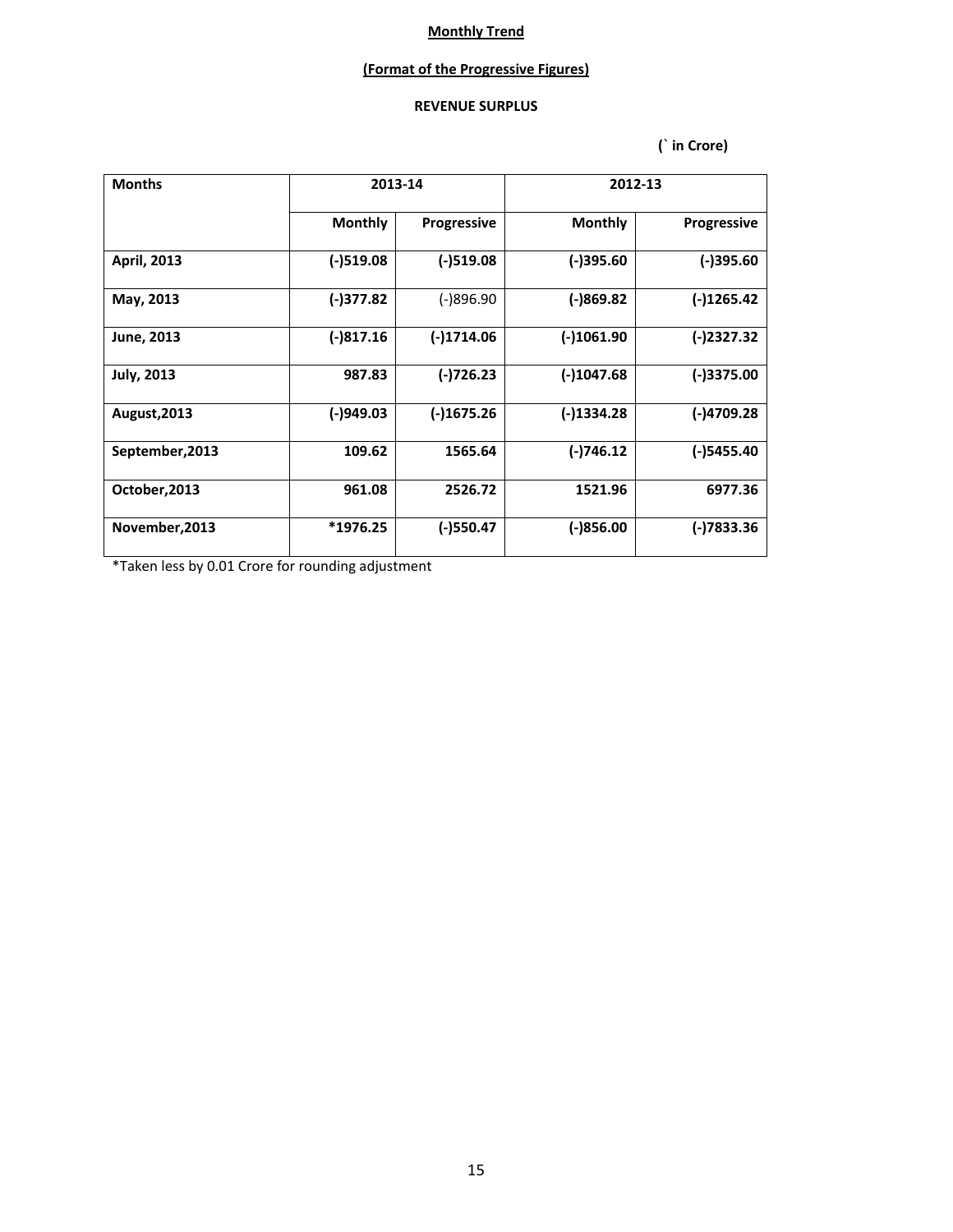**Monthly Trend**

**(Format of the Progressive Figures)**

**REVENUE SURPLUS**

**(` in Crore)**

| Months | 2013-14 | | 2012-13 | |
|---|---|---|---|---|
| | **Monthly** | **Progressive** | **Monthly** | **Progressive** |
| **April, 2013** | **(-)519.08** | **(-)519.08** | **(-)395.60** | **(-)395.60** |
| **May, 2013** | **(-)377.82** | (-)896.90 | **(-)869.82** | **(-)1265.42** |
| **June, 2013** | **(-)817.16** | **(-)1714.06** | **(-)1061.90** | **(-)2327.32** |
| **July, 2013** | **987.83** | **(-)726.23** | **(-)1047.68** | **(-)3375.00** |
| **August,2013** | **(-)949.03** | **(-)1675.26** | **(-)1334.28** | **(-)4709.28** |
| **September,2013** | **109.62** | **1565.64** | **(-)746.12** | **(-)5455.40** |
| **October,2013** | **961.08** | **2526.72** | **1521.96** | **6977.36** |
| **November,2013** | **\*1976.25** | **(-)550.47** | **(-)856.00** | **(-)7833.36** |

*Taken less by 0.01 Crore for rounding adjustment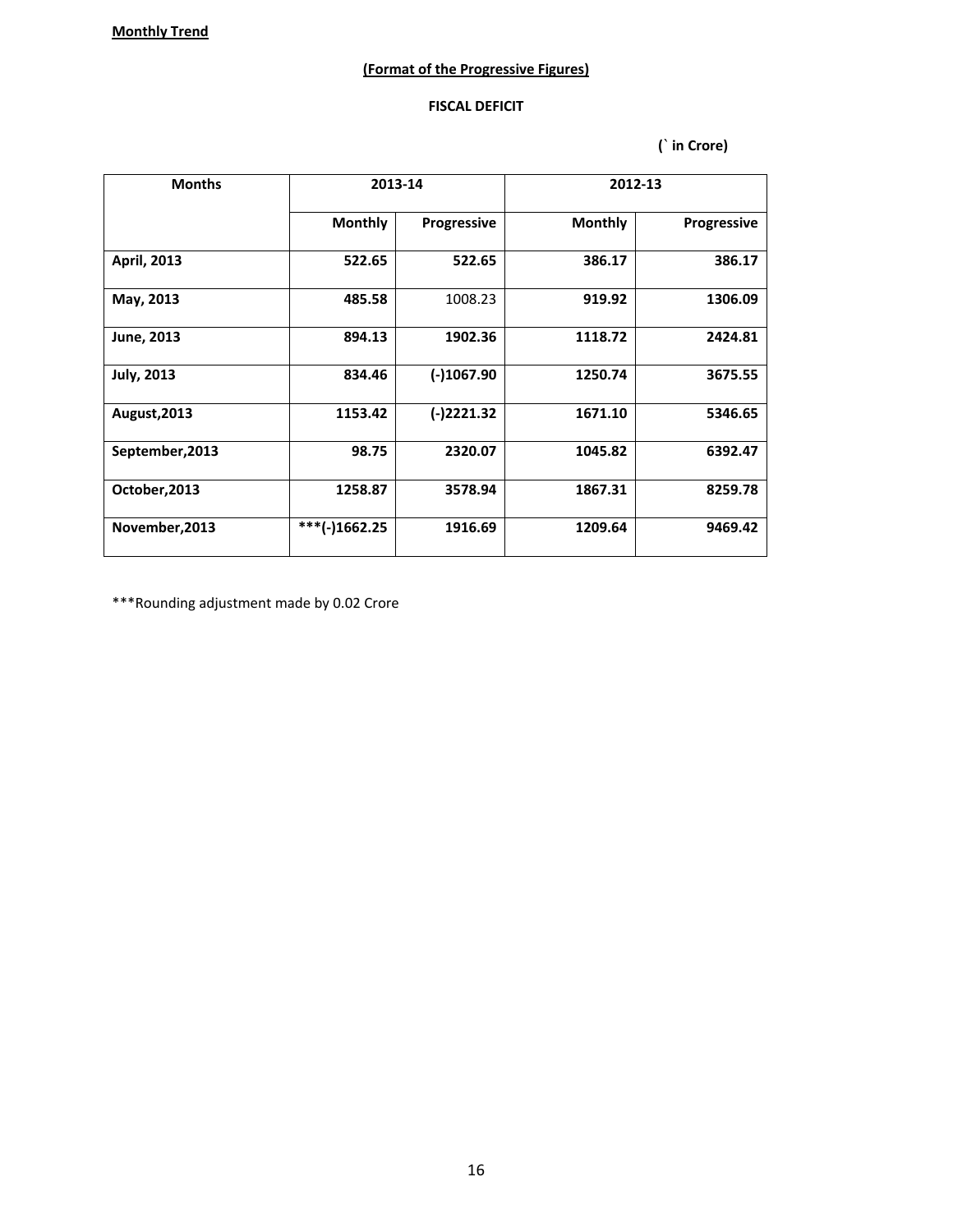**Monthly Trend**

**(Format of the Progressive Figures)**

**FISCAL DEFICIT**

**(` in Crore)**

| Months | 2013-14 | | 2012-13 | |
|---|---|---|---|---|
| | Monthly | Progressive | Monthly | Progressive |
| **April, 2013** | **522.65** | **522.65** | **386.17** | **386.17** |
| **May, 2013** | **485.58** | 1008.23 | **919.92** | **1306.09** |
| **June, 2013** | **894.13** | **1902.36** | **1118.72** | **2424.81** |
| **July, 2013** | **834.46** | **(-)1067.90** | **1250.74** | **3675.55** |
| **August,2013** | **1153.42** | **(-)2221.32** | **1671.10** | **5346.65** |
| **September,2013** | **98.75** | **2320.07** | **1045.82** | **6392.47** |
| **October,2013** | **1258.87** | **3578.94** | **1867.31** | **8259.78** |
| **November,2013** | **\*\*\*(-)1662.25** | **1916.69** | **1209.64** | **9469.42** |

***Rounding adjustment made by 0.02 Crore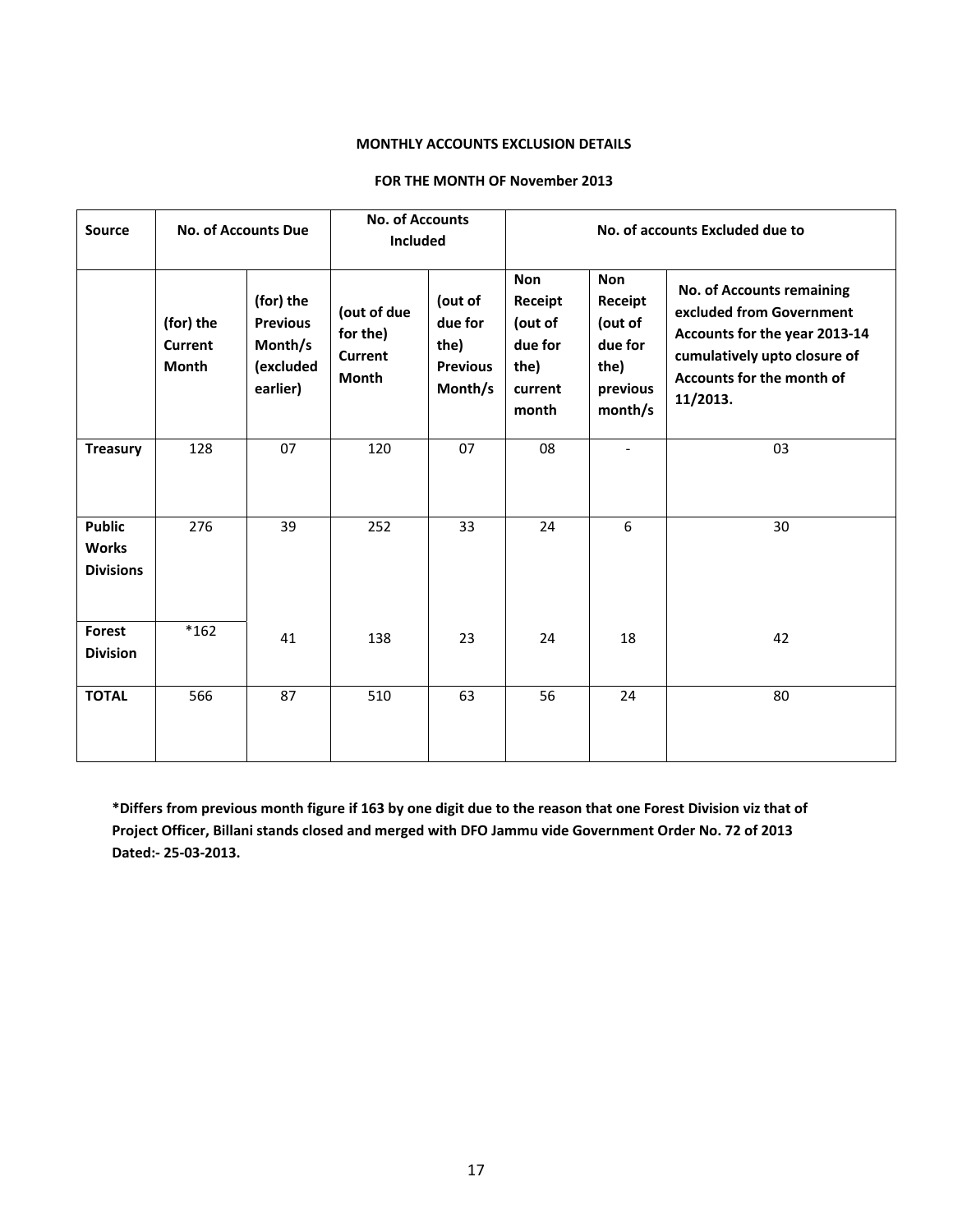**MONTHLY ACCOUNTS EXCLUSION DETAILS**

**FOR THE MONTH OF November 2013**

| Source | No. of Accounts Due | | No. of Accounts Included | | No. of accounts Excluded due to | | |
|---|---|---|---|---|---|---|---|
| | (for) the Current Month | (for) the Previous Month/s (excluded earlier) | (out of due for the) Current Month | (out of due for the) Previous Month/s | Non Receipt (out of due for the) current month | Non Receipt (out of due for the) previous month/s | No. of Accounts remaining excluded from Government Accounts for the year 2013-14 cumulatively upto closure of Accounts for the month of 11/2013. |
| **Treasury** | 128 | 07 | 120 | 07 | 08 | - | 03 |
| **Public Works Divisions** | 276 | 39 | 252 | 33 | 24 | 6 | 30 |
| **Forest Division** | *162 | 41 | 138 | 23 | 24 | 18 | 42 |
| **TOTAL** | 566 | 87 | 510 | 63 | 56 | 24 | 80 |

**\*Differs from previous month figure if 163 by one digit due to the reason that one Forest Division viz that of Project Officer, Billani stands closed and merged with DFO Jammu vide Government Order No. 72 of 2013 Dated:- 25-03-2013.**